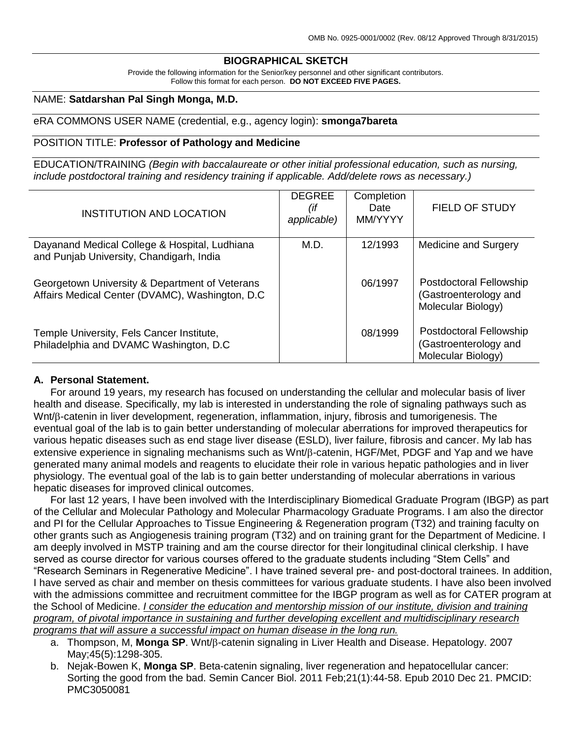OMB No. 0925-0001/0002 (Rev. 08/12 Approved Through 8/31/2015)

# BIOGRAPHICAL SKETCH

Provide the following information for the Senior/key personnel and other significant contributors.
Follow this format for each person. **DO NOT EXCEED FIVE PAGES.**

NAME: **Satdarshan Pal Singh Monga, M.D.**

eRA COMMONS USER NAME (credential, e.g., agency login): **smonga7bareta**

POSITION TITLE: **Professor of Pathology and Medicine**

EDUCATION/TRAINING *(Begin with baccalaureate or other initial professional education, such as nursing, include postdoctoral training and residency training if applicable. Add/delete rows as necessary.)*

| INSTITUTION AND LOCATION | DEGREE *(if applicable)* | Completion Date MM/YYYY | FIELD OF STUDY |
|---|---|---|---|
| Dayanand Medical College & Hospital, Ludhiana and Punjab University, Chandigarh, India | M.D. | 12/1993 | Medicine and Surgery |
| Georgetown University & Department of Veterans Affairs Medical Center (DVAMC), Washington, D.C | | 06/1997 | Postdoctoral Fellowship (Gastroenterology and Molecular Biology) |
| Temple University, Fels Cancer Institute, Philadelphia and DVAMC Washington, D.C | | 08/1999 | Postdoctoral Fellowship (Gastroenterology and Molecular Biology) |

## A. Personal Statement.

For around 19 years, my research has focused on understanding the cellular and molecular basis of liver health and disease. Specifically, my lab is interested in understanding the role of signaling pathways such as Wnt/β-catenin in liver development, regeneration, inflammation, injury, fibrosis and tumorigenesis. The eventual goal of the lab is to gain better understanding of molecular aberrations for improved therapeutics for various hepatic diseases such as end stage liver disease (ESLD), liver failure, fibrosis and cancer. My lab has extensive experience in signaling mechanisms such as Wnt/β-catenin, HGF/Met, PDGF and Yap and we have generated many animal models and reagents to elucidate their role in various hepatic pathologies and in liver physiology. The eventual goal of the lab is to gain better understanding of molecular aberrations in various hepatic diseases for improved clinical outcomes.

For last 12 years, I have been involved with the Interdisciplinary Biomedical Graduate Program (IBGP) as part of the Cellular and Molecular Pathology and Molecular Pharmacology Graduate Programs. I am also the director and PI for the Cellular Approaches to Tissue Engineering & Regeneration program (T32) and training faculty on other grants such as Angiogenesis training program (T32) and on training grant for the Department of Medicine. I am deeply involved in MSTP training and am the course director for their longitudinal clinical clerkship. I have served as course director for various courses offered to the graduate students including "Stem Cells" and "Research Seminars in Regenerative Medicine". I have trained several pre- and post-doctoral trainees. In addition, I have served as chair and member on thesis committees for various graduate students. I have also been involved with the admissions committee and recruitment committee for the IBGP program as well as for CATER program at the School of Medicine. *I consider the education and mentorship mission of our institute, division and training program, of pivotal importance in sustaining and further developing excellent and multidisciplinary research programs that will assure a successful impact on human disease in the long run.*

a. Thompson, M, **Monga SP**. Wnt/β-catenin signaling in Liver Health and Disease. Hepatology. 2007 May;45(5):1298-305.
b. Nejak-Bowen K, **Monga SP**. Beta-catenin signaling, liver regeneration and hepatocellular cancer: Sorting the good from the bad. Semin Cancer Biol. 2011 Feb;21(1):44-58. Epub 2010 Dec 21. PMCID: PMC3050081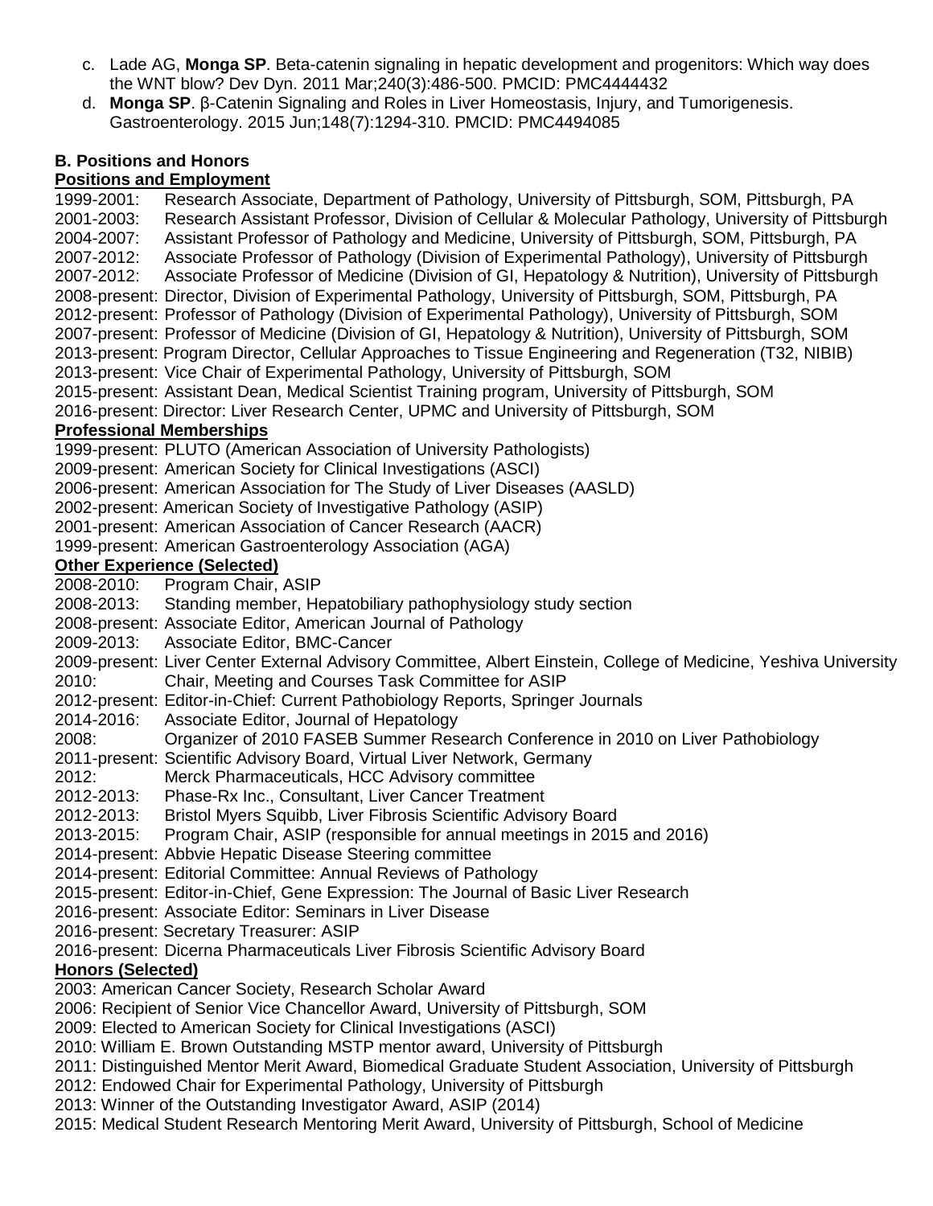c. Lade AG, **Monga SP**. Beta-catenin signaling in hepatic development and progenitors: Which way does the WNT blow? Dev Dyn. 2011 Mar;240(3):486-500. PMCID: PMC4444432

d. **Monga SP**. β-Catenin Signaling and Roles in Liver Homeostasis, Injury, and Tumorigenesis. Gastroenterology. 2015 Jun;148(7):1294-310. PMCID: PMC4494085

**B. Positions and Honors**

**Positions and Employment**

1999-2001: Research Associate, Department of Pathology, University of Pittsburgh, SOM, Pittsburgh, PA
2001-2003: Research Assistant Professor, Division of Cellular & Molecular Pathology, University of Pittsburgh
2004-2007: Assistant Professor of Pathology and Medicine, University of Pittsburgh, SOM, Pittsburgh, PA
2007-2012: Associate Professor of Pathology (Division of Experimental Pathology), University of Pittsburgh
2007-2012: Associate Professor of Medicine (Division of GI, Hepatology & Nutrition), University of Pittsburgh
2008-present: Director, Division of Experimental Pathology, University of Pittsburgh, SOM, Pittsburgh, PA
2012-present: Professor of Pathology (Division of Experimental Pathology), University of Pittsburgh, SOM
2007-present: Professor of Medicine (Division of GI, Hepatology & Nutrition), University of Pittsburgh, SOM
2013-present: Program Director, Cellular Approaches to Tissue Engineering and Regeneration (T32, NIBIB)
2013-present: Vice Chair of Experimental Pathology, University of Pittsburgh, SOM
2015-present: Assistant Dean, Medical Scientist Training program, University of Pittsburgh, SOM
2016-present: Director: Liver Research Center, UPMC and University of Pittsburgh, SOM

**Professional Memberships**

1999-present: PLUTO (American Association of University Pathologists)
2009-present: American Society for Clinical Investigations (ASCI)
2006-present: American Association for The Study of Liver Diseases (AASLD)
2002-present: American Society of Investigative Pathology (ASIP)
2001-present: American Association of Cancer Research (AACR)
1999-present: American Gastroenterology Association (AGA)

**Other Experience (Selected)**

2008-2010: Program Chair, ASIP
2008-2013: Standing member, Hepatobiliary pathophysiology study section
2008-present: Associate Editor, American Journal of Pathology
2009-2013: Associate Editor, BMC-Cancer
2009-present: Liver Center External Advisory Committee, Albert Einstein, College of Medicine, Yeshiva University
2010: Chair, Meeting and Courses Task Committee for ASIP
2012-present: Editor-in-Chief: Current Pathobiology Reports, Springer Journals
2014-2016: Associate Editor, Journal of Hepatology
2008: Organizer of 2010 FASEB Summer Research Conference in 2010 on Liver Pathobiology
2011-present: Scientific Advisory Board, Virtual Liver Network, Germany
2012: Merck Pharmaceuticals, HCC Advisory committee
2012-2013: Phase-Rx Inc., Consultant, Liver Cancer Treatment
2012-2013: Bristol Myers Squibb, Liver Fibrosis Scientific Advisory Board
2013-2015: Program Chair, ASIP (responsible for annual meetings in 2015 and 2016)
2014-present: Abbvie Hepatic Disease Steering committee
2014-present: Editorial Committee: Annual Reviews of Pathology
2015-present: Editor-in-Chief, Gene Expression: The Journal of Basic Liver Research
2016-present: Associate Editor: Seminars in Liver Disease
2016-present: Secretary Treasurer: ASIP
2016-present: Dicerna Pharmaceuticals Liver Fibrosis Scientific Advisory Board

**Honors (Selected)**

2003: American Cancer Society, Research Scholar Award
2006: Recipient of Senior Vice Chancellor Award, University of Pittsburgh, SOM
2009: Elected to American Society for Clinical Investigations (ASCI)
2010: William E. Brown Outstanding MSTP mentor award, University of Pittsburgh
2011: Distinguished Mentor Merit Award, Biomedical Graduate Student Association, University of Pittsburgh
2012: Endowed Chair for Experimental Pathology, University of Pittsburgh
2013: Winner of the Outstanding Investigator Award, ASIP (2014)
2015: Medical Student Research Mentoring Merit Award, University of Pittsburgh, School of Medicine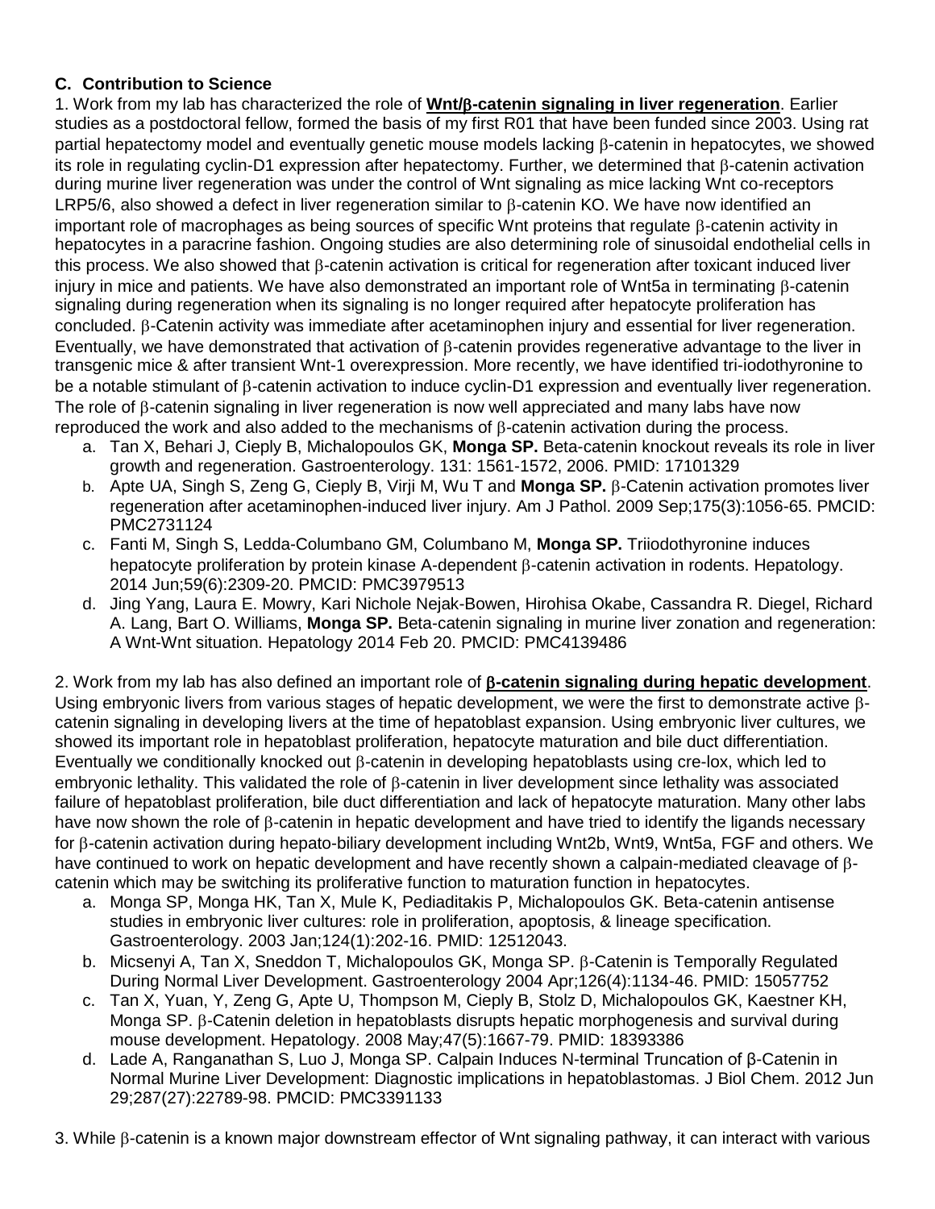### C. Contribution to Science

1. Work from my lab has characterized the role of **Wnt/β-catenin signaling in liver regeneration**. Earlier studies as a postdoctoral fellow, formed the basis of my first R01 that have been funded since 2003. Using rat partial hepatectomy model and eventually genetic mouse models lacking β-catenin in hepatocytes, we showed its role in regulating cyclin-D1 expression after hepatectomy. Further, we determined that β-catenin activation during murine liver regeneration was under the control of Wnt signaling as mice lacking Wnt co-receptors LRP5/6, also showed a defect in liver regeneration similar to β-catenin KO. We have now identified an important role of macrophages as being sources of specific Wnt proteins that regulate β-catenin activity in hepatocytes in a paracrine fashion. Ongoing studies are also determining role of sinusoidal endothelial cells in this process. We also showed that β-catenin activation is critical for regeneration after toxicant induced liver injury in mice and patients. We have also demonstrated an important role of Wnt5a in terminating β-catenin signaling during regeneration when its signaling is no longer required after hepatocyte proliferation has concluded. β-Catenin activity was immediate after acetaminophen injury and essential for liver regeneration. Eventually, we have demonstrated that activation of β-catenin provides regenerative advantage to the liver in transgenic mice & after transient Wnt-1 overexpression. More recently, we have identified tri-iodothyronine to be a notable stimulant of β-catenin activation to induce cyclin-D1 expression and eventually liver regeneration. The role of β-catenin signaling in liver regeneration is now well appreciated and many labs have now reproduced the work and also added to the mechanisms of β-catenin activation during the process.

   a. Tan X, Behari J, Cieply B, Michalopoulos GK, **Monga SP.** Beta-catenin knockout reveals its role in liver growth and regeneration. Gastroenterology. 131: 1561-1572, 2006. PMID: 17101329
   b. Apte UA, Singh S, Zeng G, Cieply B, Virji M, Wu T and **Monga SP.** β-Catenin activation promotes liver regeneration after acetaminophen-induced liver injury. Am J Pathol. 2009 Sep;175(3):1056-65. PMCID: PMC2731124
   c. Fanti M, Singh S, Ledda-Columbano GM, Columbano M, **Monga SP.** Triiodothyronine induces hepatocyte proliferation by protein kinase A-dependent β-catenin activation in rodents. Hepatology. 2014 Jun;59(6):2309-20. PMCID: PMC3979513
   d. Jing Yang, Laura E. Mowry, Kari Nichole Nejak-Bowen, Hirohisa Okabe, Cassandra R. Diegel, Richard A. Lang, Bart O. Williams, **Monga SP.** Beta-catenin signaling in murine liver zonation and regeneration: A Wnt-Wnt situation. Hepatology 2014 Feb 20. PMCID: PMC4139486

2. Work from my lab has also defined an important role of **β-catenin signaling during hepatic development**. Using embryonic livers from various stages of hepatic development, we were the first to demonstrate active β-catenin signaling in developing livers at the time of hepatoblast expansion. Using embryonic liver cultures, we showed its important role in hepatoblast proliferation, hepatocyte maturation and bile duct differentiation. Eventually we conditionally knocked out β-catenin in developing hepatoblasts using cre-lox, which led to embryonic lethality. This validated the role of β-catenin in liver development since lethality was associated failure of hepatoblast proliferation, bile duct differentiation and lack of hepatocyte maturation. Many other labs have now shown the role of β-catenin in hepatic development and have tried to identify the ligands necessary for β-catenin activation during hepato-biliary development including Wnt2b, Wnt9, Wnt5a, FGF and others. We have continued to work on hepatic development and have recently shown a calpain-mediated cleavage of β-catenin which may be switching its proliferative function to maturation function in hepatocytes.

   a. Monga SP, Monga HK, Tan X, Mule K, Pediaditakis P, Michalopoulos GK. Beta-catenin antisense studies in embryonic liver cultures: role in proliferation, apoptosis, & lineage specification. Gastroenterology. 2003 Jan;124(1):202-16. PMID: 12512043.
   b. Micsenyi A, Tan X, Sneddon T, Michalopoulos GK, Monga SP. β-Catenin is Temporally Regulated During Normal Liver Development. Gastroenterology 2004 Apr;126(4):1134-46. PMID: 15057752
   c. Tan X, Yuan, Y, Zeng G, Apte U, Thompson M, Cieply B, Stolz D, Michalopoulos GK, Kaestner KH, Monga SP. β-Catenin deletion in hepatoblasts disrupts hepatic morphogenesis and survival during mouse development. Hepatology. 2008 May;47(5):1667-79. PMID: 18393386
   d. Lade A, Ranganathan S, Luo J, Monga SP. Calpain Induces N-terminal Truncation of β-Catenin in Normal Murine Liver Development: Diagnostic implications in hepatoblastomas. J Biol Chem. 2012 Jun 29;287(27):22789-98. PMCID: PMC3391133

3. While β-catenin is a known major downstream effector of Wnt signaling pathway, it can interact with various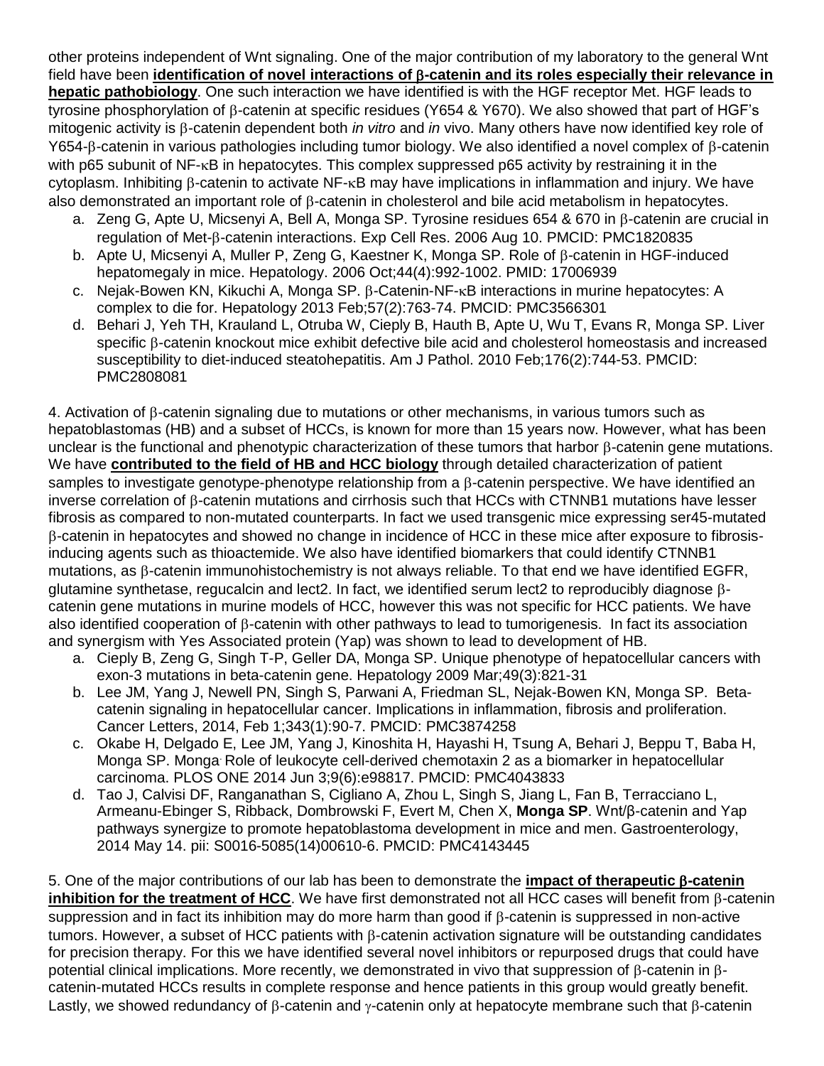other proteins independent of Wnt signaling. One of the major contribution of my laboratory to the general Wnt field have been **identification of novel interactions of β-catenin and its roles especially their relevance in hepatic pathobiology**. One such interaction we have identified is with the HGF receptor Met. HGF leads to tyrosine phosphorylation of β-catenin at specific residues (Y654 & Y670). We also showed that part of HGF's mitogenic activity is β-catenin dependent both *in vitro* and *in* vivo. Many others have now identified key role of Y654-β-catenin in various pathologies including tumor biology. We also identified a novel complex of β-catenin with p65 subunit of NF-κB in hepatocytes. This complex suppressed p65 activity by restraining it in the cytoplasm. Inhibiting β-catenin to activate NF-κB may have implications in inflammation and injury. We have also demonstrated an important role of β-catenin in cholesterol and bile acid metabolism in hepatocytes.

a. Zeng G, Apte U, Micsenyi A, Bell A, Monga SP. Tyrosine residues 654 & 670 in β-catenin are crucial in regulation of Met-β-catenin interactions. Exp Cell Res. 2006 Aug 10. PMCID: PMC1820835
b. Apte U, Micsenyi A, Muller P, Zeng G, Kaestner K, Monga SP. Role of β-catenin in HGF-induced hepatomegaly in mice. Hepatology. 2006 Oct;44(4):992-1002. PMID: 17006939
c. Nejak-Bowen KN, Kikuchi A, Monga SP. β-Catenin-NF-κB interactions in murine hepatocytes: A complex to die for. Hepatology 2013 Feb;57(2):763-74. PMCID: PMC3566301
d. Behari J, Yeh TH, Krauland L, Otruba W, Cieply B, Hauth B, Apte U, Wu T, Evans R, Monga SP. Liver specific β-catenin knockout mice exhibit defective bile acid and cholesterol homeostasis and increased susceptibility to diet-induced steatohepatitis. Am J Pathol. 2010 Feb;176(2):744-53. PMCID: PMC2808081

4. Activation of β-catenin signaling due to mutations or other mechanisms, in various tumors such as hepatoblastomas (HB) and a subset of HCCs, is known for more than 15 years now. However, what has been unclear is the functional and phenotypic characterization of these tumors that harbor β-catenin gene mutations. We have **contributed to the field of HB and HCC biology** through detailed characterization of patient samples to investigate genotype-phenotype relationship from a β-catenin perspective. We have identified an inverse correlation of β-catenin mutations and cirrhosis such that HCCs with CTNNB1 mutations have lesser fibrosis as compared to non-mutated counterparts. In fact we used transgenic mice expressing ser45-mutated β-catenin in hepatocytes and showed no change in incidence of HCC in these mice after exposure to fibrosis-inducing agents such as thioactemide. We also have identified biomarkers that could identify CTNNB1 mutations, as β-catenin immunohistochemistry is not always reliable. To that end we have identified EGFR, glutamine synthetase, regucalcin and lect2. In fact, we identified serum lect2 to reproducibly diagnose β-catenin gene mutations in murine models of HCC, however this was not specific for HCC patients. We have also identified cooperation of β-catenin with other pathways to lead to tumorigenesis. In fact its association and synergism with Yes Associated protein (Yap) was shown to lead to development of HB.

a. Cieply B, Zeng G, Singh T-P, Geller DA, Monga SP. Unique phenotype of hepatocellular cancers with exon-3 mutations in beta-catenin gene. Hepatology 2009 Mar;49(3):821-31
b. Lee JM, Yang J, Newell PN, Singh S, Parwani A, Friedman SL, Nejak-Bowen KN, Monga SP. Beta-catenin signaling in hepatocellular cancer. Implications in inflammation, fibrosis and proliferation. Cancer Letters, 2014, Feb 1;343(1):90-7. PMCID: PMC3874258
c. Okabe H, Delgado E, Lee JM, Yang J, Kinoshita H, Hayashi H, Tsung A, Behari J, Beppu T, Baba H, Monga SP. Monga. Role of leukocyte cell-derived chemotaxin 2 as a biomarker in hepatocellular carcinoma. PLOS ONE 2014 Jun 3;9(6):e98817. PMCID: PMC4043833
d. Tao J, Calvisi DF, Ranganathan S, Cigliano A, Zhou L, Singh S, Jiang L, Fan B, Terracciano L, Armeanu-Ebinger S, Ribback, Dombrowski F, Evert M, Chen X, **Monga SP**. Wnt/β-catenin and Yap pathways synergize to promote hepatoblastoma development in mice and men. Gastroenterology, 2014 May 14. pii: S0016-5085(14)00610-6. PMCID: PMC4143445

5. One of the major contributions of our lab has been to demonstrate the **impact of therapeutic β-catenin inhibition for the treatment of HCC**. We have first demonstrated not all HCC cases will benefit from β-catenin suppression and in fact its inhibition may do more harm than good if β-catenin is suppressed in non-active tumors. However, a subset of HCC patients with β-catenin activation signature will be outstanding candidates for precision therapy. For this we have identified several novel inhibitors or repurposed drugs that could have potential clinical implications. More recently, we demonstrated in vivo that suppression of β-catenin in β-catenin-mutated HCCs results in complete response and hence patients in this group would greatly benefit. Lastly, we showed redundancy of β-catenin and γ-catenin only at hepatocyte membrane such that β-catenin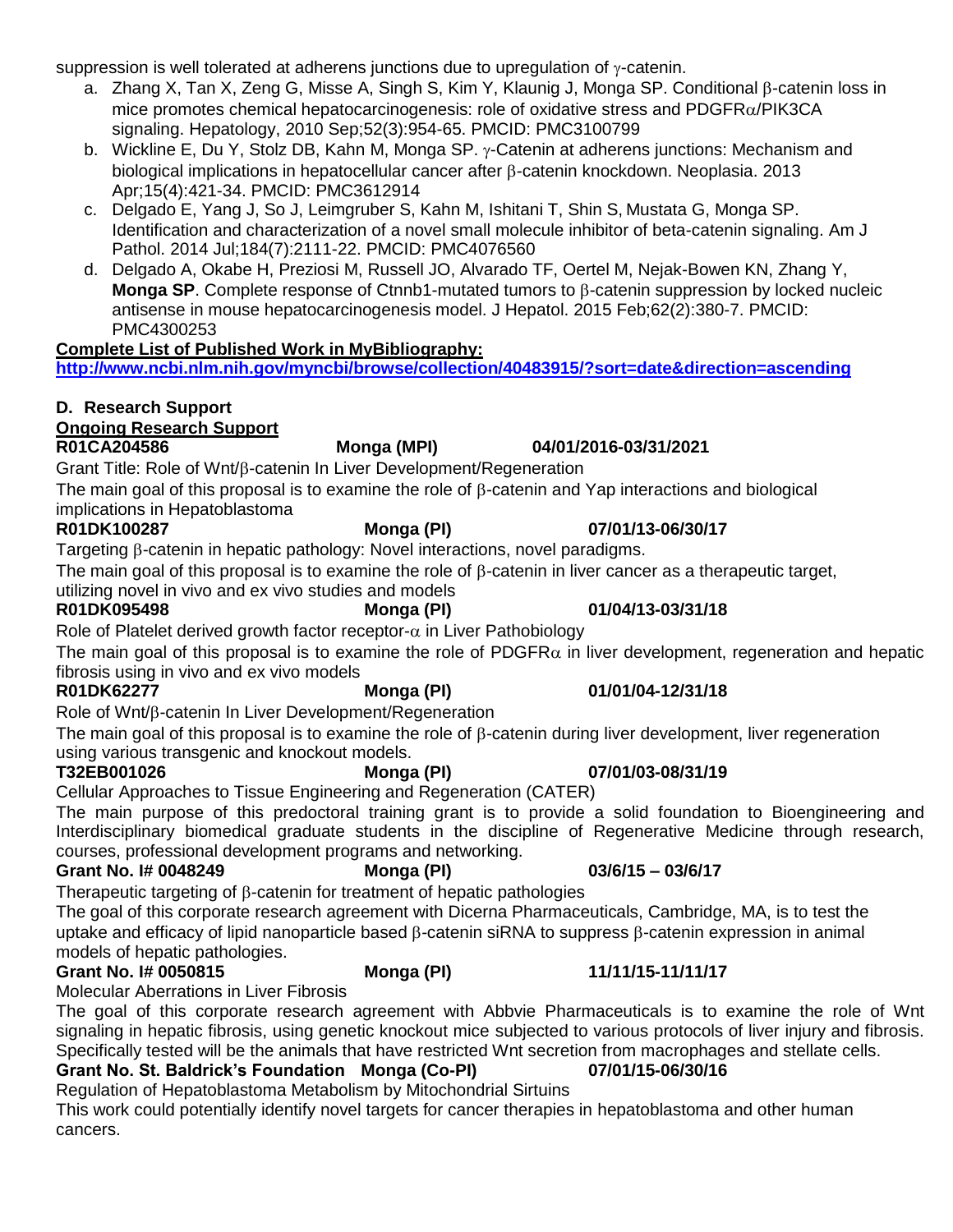suppression is well tolerated at adherens junctions due to upregulation of γ-catenin.

a. Zhang X, Tan X, Zeng G, Misse A, Singh S, Kim Y, Klaunig J, Monga SP. Conditional β-catenin loss in mice promotes chemical hepatocarcinogenesis: role of oxidative stress and PDGFRα/PIK3CA signaling. Hepatology, 2010 Sep;52(3):954-65. PMCID: PMC3100799
b. Wickline E, Du Y, Stolz DB, Kahn M, Monga SP. γ-Catenin at adherens junctions: Mechanism and biological implications in hepatocellular cancer after β-catenin knockdown. Neoplasia. 2013 Apr;15(4):421-34. PMCID: PMC3612914
c. Delgado E, Yang J, So J, Leimgruber S, Kahn M, Ishitani T, Shin S, Mustata G, Monga SP. Identification and characterization of a novel small molecule inhibitor of beta-catenin signaling. Am J Pathol. 2014 Jul;184(7):2111-22. PMCID: PMC4076560
d. Delgado A, Okabe H, Preziosi M, Russell JO, Alvarado TF, Oertel M, Nejak-Bowen KN, Zhang Y, **Monga SP**. Complete response of Ctnnb1-mutated tumors to β-catenin suppression by locked nucleic antisense in mouse hepatocarcinogenesis model. J Hepatol. 2015 Feb;62(2):380-7. PMCID: PMC4300253

**Complete List of Published Work in MyBibliography:**
**http://www.ncbi.nlm.nih.gov/myncbi/browse/collection/40483915/?sort=date&direction=ascending**

### D. Research Support

**Ongoing Research Support**

**R01CA204586 Monga (MPI) 04/01/2016-03/31/2021**
Grant Title: Role of Wnt/β-catenin In Liver Development/Regeneration
The main goal of this proposal is to examine the role of β-catenin and Yap interactions and biological implications in Hepatoblastoma

**R01DK100287 Monga (PI) 07/01/13-06/30/17**
Targeting β-catenin in hepatic pathology: Novel interactions, novel paradigms.
The main goal of this proposal is to examine the role of β-catenin in liver cancer as a therapeutic target, utilizing novel in vivo and ex vivo studies and models

**R01DK095498 Monga (PI) 01/04/13-03/31/18**
Role of Platelet derived growth factor receptor-α in Liver Pathobiology
The main goal of this proposal is to examine the role of PDGFRα in liver development, regeneration and hepatic fibrosis using in vivo and ex vivo models

**R01DK62277 Monga (PI) 01/01/04-12/31/18**
Role of Wnt/β-catenin In Liver Development/Regeneration
The main goal of this proposal is to examine the role of β-catenin during liver development, liver regeneration using various transgenic and knockout models.

**T32EB001026 Monga (PI) 07/01/03-08/31/19**
Cellular Approaches to Tissue Engineering and Regeneration (CATER)
The main purpose of this predoctoral training grant is to provide a solid foundation to Bioengineering and Interdisciplinary biomedical graduate students in the discipline of Regenerative Medicine through research, courses, professional development programs and networking.

**Grant No. I# 0048249 Monga (PI) 03/6/15 – 03/6/17**
Therapeutic targeting of β-catenin for treatment of hepatic pathologies
The goal of this corporate research agreement with Dicerna Pharmaceuticals, Cambridge, MA, is to test the uptake and efficacy of lipid nanoparticle based β-catenin siRNA to suppress β-catenin expression in animal models of hepatic pathologies.

**Grant No. I# 0050815 Monga (PI) 11/11/15-11/11/17**
Molecular Aberrations in Liver Fibrosis
The goal of this corporate research agreement with Abbvie Pharmaceuticals is to examine the role of Wnt signaling in hepatic fibrosis, using genetic knockout mice subjected to various protocols of liver injury and fibrosis. Specifically tested will be the animals that have restricted Wnt secretion from macrophages and stellate cells.

**Grant No. St. Baldrick's Foundation Monga (Co-PI) 07/01/15-06/30/16**
Regulation of Hepatoblastoma Metabolism by Mitochondrial Sirtuins
This work could potentially identify novel targets for cancer therapies in hepatoblastoma and other human cancers.